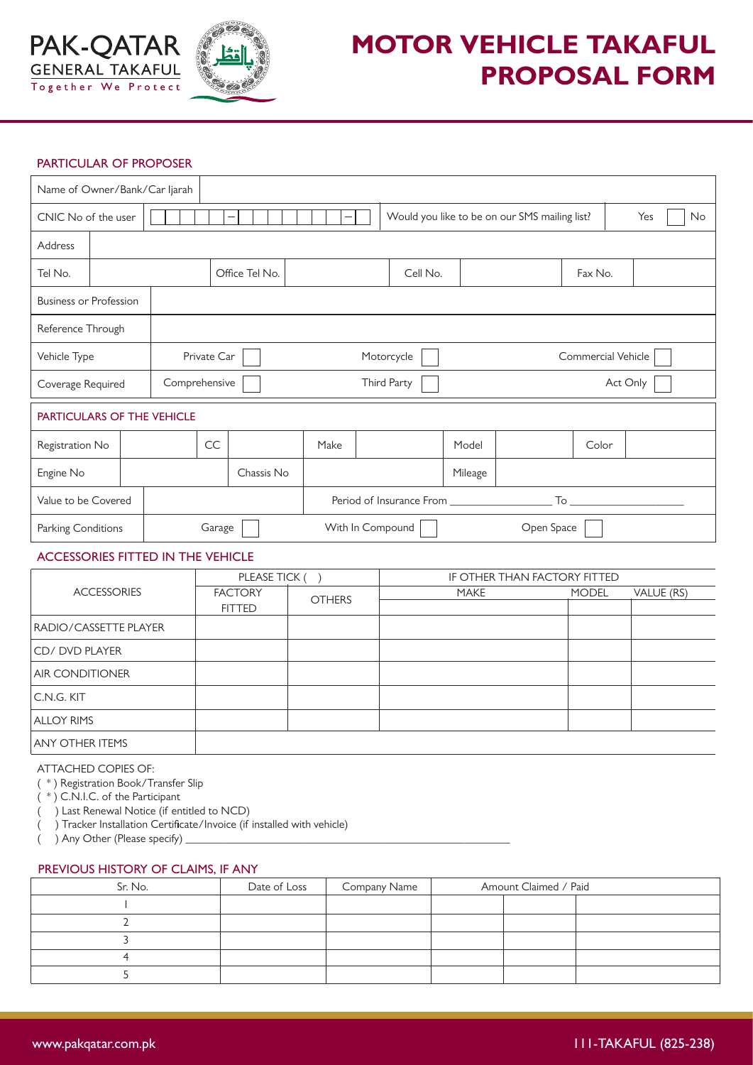PAK-QATAR
GENERAL TAKAFUL
Together We Protect

# MOTOR VEHICLE TAKAFUL PROPOSAL FORM

## PARTICULAR OF PROPOSER

| | | | | | | | |
|---|---|---|---|---|---|---|---|
| Name of Owner/Bank/Car Ijarah | | | | | | | |
| CNIC No of the user | - - | | Would you like to be on our SMS mailing list? | | Yes ☐ No ☐ | | |
| Address | | | | | | | |
| Tel No. | | Office Tel No. | | Cell No. | | Fax No. | |
| Business or Profession | | | | | | | |
| Reference Through | | | | | | | |
| Vehicle Type | Private Car ☐ | | Motorcycle ☐ | | Commercial Vehicle ☐ | | |
| Coverage Required | Comprehensive ☐ | | Third Party ☐ | | Act Only ☐ | | |

## PARTICULARS OF THE VEHICLE

| | | | | | | | | | |
|---|---|---|---|---|---|---|---|---|---|
| Registration No | | CC | | Make | | Model | | Color | |
| Engine No | | Chassis No | | | | Mileage | | | |
| Value to be Covered | | Period of Insurance From ______ To ______ | | | | | | | |
| Parking Conditions | Garage ☐ | | With In Compound ☐ | | | Open Space ☐ | | | |

## ACCESSORIES FITTED IN THE VEHICLE

| ACCESSORIES | PLEASE TICK ( ) | | IF OTHER THAN FACTORY FITTED | | |
|---|---|---|---|---|---|
| | FACTORY FITTED | OTHERS | MAKE | MODEL | VALUE (RS) |
| RADIO/CASSETTE PLAYER | | | | | |
| CD/ DVD PLAYER | | | | | |
| AIR CONDITIONER | | | | | |
| C.N.G. KIT | | | | | |
| ALLOY RIMS | | | | | |
| ANY OTHER ITEMS | | | | | |

ATTACHED COPIES OF:
( * ) Registration Book/Transfer Slip
( * ) C.N.I.C. of the Participant
( ) Last Renewal Notice (if entitled to NCD)
( ) Tracker Installation Certificate/Invoice (if installed with vehicle)
( ) Any Other (Please specify) ______

## PREVIOUS HISTORY OF CLAIMS, IF ANY

| Sr. No. | Date of Loss | Company Name | Amount Claimed / Paid | | |
|---|---|---|---|---|---|
| 1 | | | | | |
| 2 | | | | | |
| 3 | | | | | |
| 4 | | | | | |
| 5 | | | | | |

www.pakqatar.com.pk 111-TAKAFUL (825-238)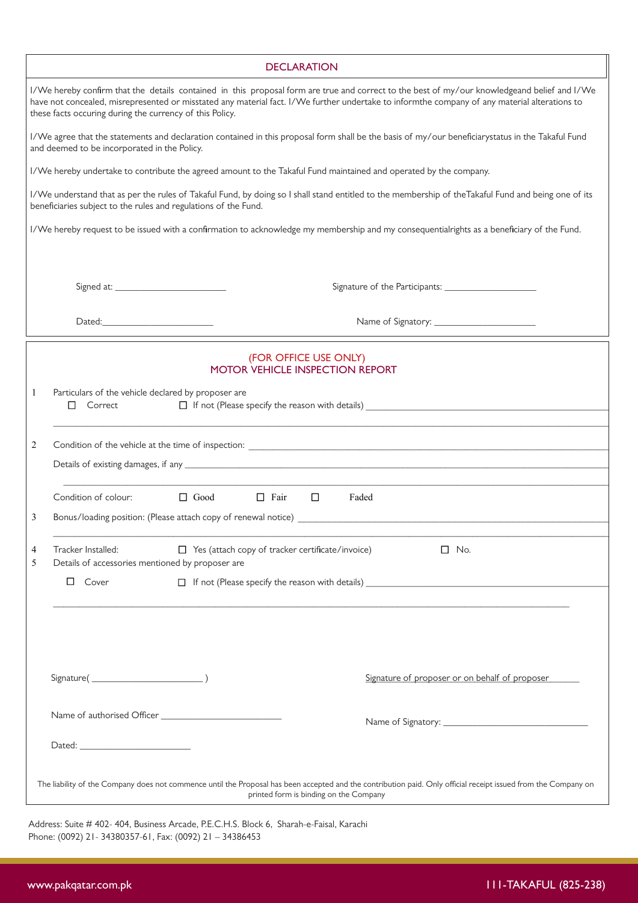## DECLARATION

I/We hereby confirm that the details contained in this proposal form are true and correct to the best of my/our knowledgeand belief and I/We have not concealed, misrepresented or misstated any material fact. I/We further undertake to informthe company of any material alterations to these facts occuring during the currency of this Policy.

I/We agree that the statements and declaration contained in this proposal form shall be the basis of my/our beneficiarystatus in the Takaful Fund and deemed to be incorporated in the Policy.

I/We hereby undertake to contribute the agreed amount to the Takaful Fund maintained and operated by the company.

I/We understand that as per the rules of Takaful Fund, by doing so I shall stand entitled to the membership of theTakaful Fund and being one of its beneficiaries subject to the rules and regulations of the Fund.

I/We hereby request to be issued with a confirmation to acknowledge my membership and my consequentialrights as a beneficiary of the Fund.

Signed at: ______________________ Signature of the Participants: ____________________

Dated: ______________________ Name of Signatory: ____________________

## (FOR OFFICE USE ONLY)
## MOTOR VEHICLE INSPECTION REPORT

1 Particulars of the vehicle declared by proposer are

☐ Correct ☐ If not (Please specify the reason with details) ____________________

2 Condition of the vehicle at the time of inspection: ____________________

Details of existing damages, if any ____________________

Condition of colour: ☐ Good ☐ Fair ☐ Faded

3 Bonus/loading position: (Please attach copy of renewal notice) ____________________

4 Tracker Installed: ☐ Yes (attach copy of tracker certificate/invoice) ☐ No.

5 Details of accessories mentioned by proposer are

☐ Cover ☐ If not (Please specify the reason with details) ____________________

Signature( ______________________ ) Signature of proposer or on behalf of proposer

Name of authorised Officer ______________________ Name of Signatory: ______________________

Dated: ______________________

The liability of the Company does not commence until the Proposal has been accepted and the contribution paid. Only official receipt issued from the Company on printed form is binding on the Company

Address: Suite # 402- 404, Business Arcade, P.E.C.H.S. Block 6, Sharah-e-Faisal, Karachi
Phone: (0092) 21- 34380357-61, Fax: (0092) 21 – 34386453

www.pakqatar.com.pk 111-TAKAFUL (825-238)